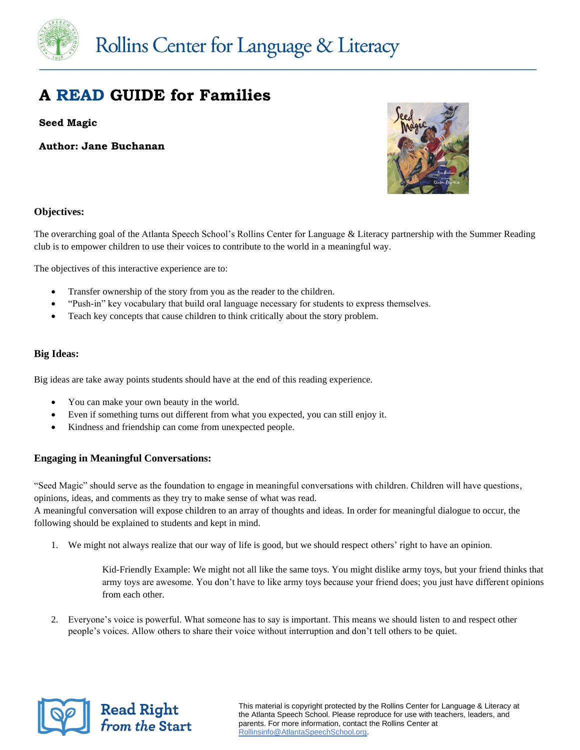Rollins Center for Language & Literacy

# A READ GUIDE for Families

**Seed Magic**

**Author: Jane Buchanan**

### Objectives:

The overarching goal of the Atlanta Speech School's Rollins Center for Language & Literacy partnership with the Summer Reading club is to empower children to use their voices to contribute to the world in a meaningful way.

The objectives of this interactive experience are to:

- Transfer ownership of the story from you as the reader to the children.
- "Push-in" key vocabulary that build oral language necessary for students to express themselves.
- Teach key concepts that cause children to think critically about the story problem.

### Big Ideas:

Big ideas are take away points students should have at the end of this reading experience.

- You can make your own beauty in the world.
- Even if something turns out different from what you expected, you can still enjoy it.
- Kindness and friendship can come from unexpected people.

### Engaging in Meaningful Conversations:

"Seed Magic" should serve as the foundation to engage in meaningful conversations with children. Children will have questions, opinions, ideas, and comments as they try to make sense of what was read.
A meaningful conversation will expose children to an array of thoughts and ideas. In order for meaningful dialogue to occur, the following should be explained to students and kept in mind.

1. We might not always realize that our way of life is good, but we should respect others' right to have an opinion.

   Kid-Friendly Example: We might not all like the same toys. You might dislike army toys, but your friend thinks that army toys are awesome. You don't have to like army toys because your friend does; you just have different opinions from each other.

2. Everyone's voice is powerful. What someone has to say is important. This means we should listen to and respect other people's voices. Allow others to share their voice without interruption and don't tell others to be quiet.

Read Right from the Start

This material is copyright protected by the Rollins Center for Language & Literacy at the Atlanta Speech School. Please reproduce for use with teachers, leaders, and parents. For more information, contact the Rollins Center at Rollinsinfo@AtlantaSpeechSchool.org.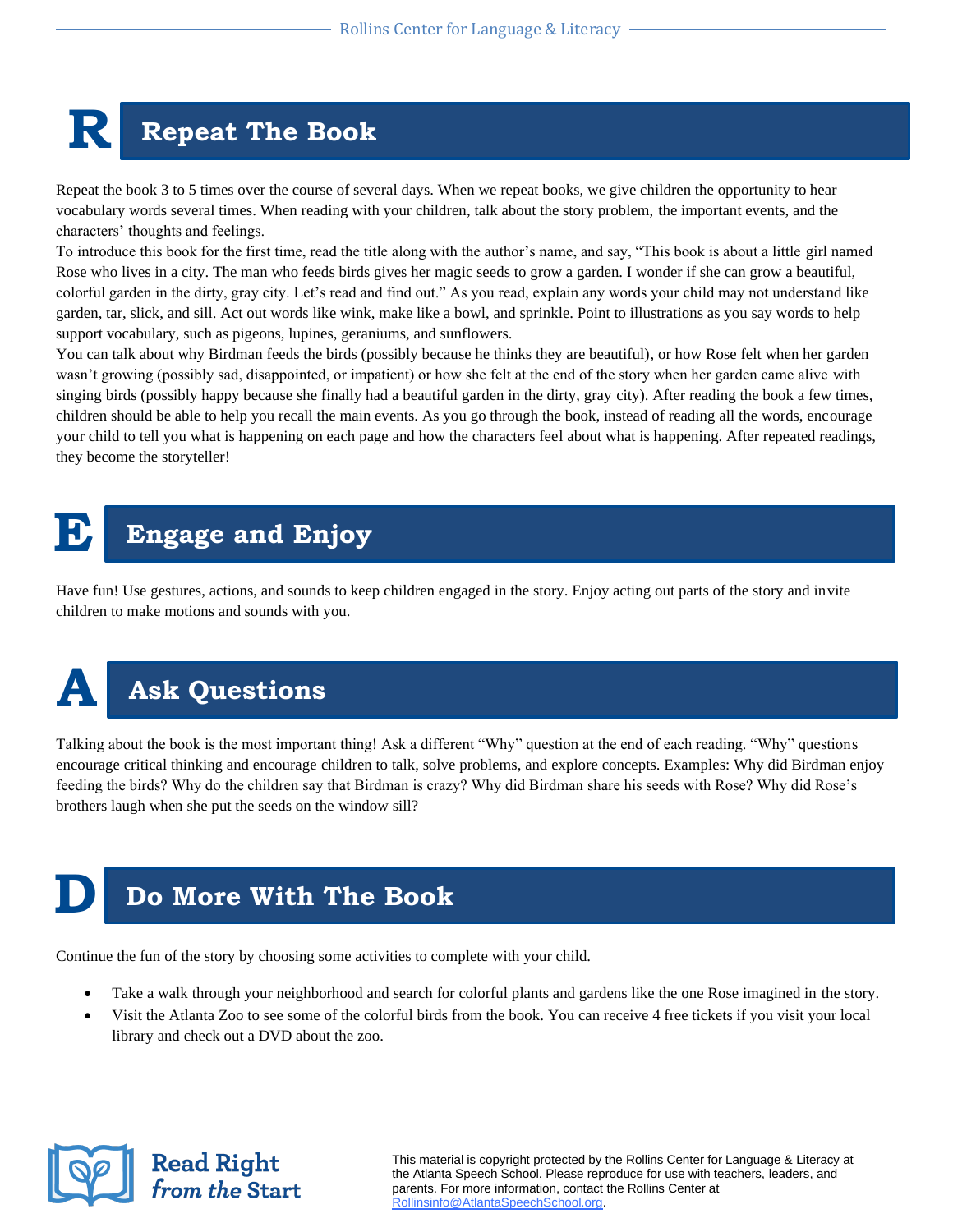# R Repeat The Book

Repeat the book 3 to 5 times over the course of several days. When we repeat books, we give children the opportunity to hear vocabulary words several times. When reading with your children, talk about the story problem, the important events, and the characters' thoughts and feelings.

To introduce this book for the first time, read the title along with the author's name, and say, "This book is about a little girl named Rose who lives in a city. The man who feeds birds gives her magic seeds to grow a garden. I wonder if she can grow a beautiful, colorful garden in the dirty, gray city. Let's read and find out." As you read, explain any words your child may not understand like garden, tar, slick, and sill. Act out words like wink, make like a bowl, and sprinkle. Point to illustrations as you say words to help support vocabulary, such as pigeons, lupines, geraniums, and sunflowers.

You can talk about why Birdman feeds the birds (possibly because he thinks they are beautiful), or how Rose felt when her garden wasn't growing (possibly sad, disappointed, or impatient) or how she felt at the end of the story when her garden came alive with singing birds (possibly happy because she finally had a beautiful garden in the dirty, gray city). After reading the book a few times, children should be able to help you recall the main events. As you go through the book, instead of reading all the words, encourage your child to tell you what is happening on each page and how the characters feel about what is happening. After repeated readings, they become the storyteller!

# E Engage and Enjoy

Have fun! Use gestures, actions, and sounds to keep children engaged in the story. Enjoy acting out parts of the story and invite children to make motions and sounds with you.

# A Ask Questions

Talking about the book is the most important thing! Ask a different "Why" question at the end of each reading. "Why" questions encourage critical thinking and encourage children to talk, solve problems, and explore concepts. Examples: Why did Birdman enjoy feeding the birds? Why do the children say that Birdman is crazy? Why did Birdman share his seeds with Rose? Why did Rose's brothers laugh when she put the seeds on the window sill?

# D Do More With The Book

Continue the fun of the story by choosing some activities to complete with your child.

- Take a walk through your neighborhood and search for colorful plants and gardens like the one Rose imagined in the story.
- Visit the Atlanta Zoo to see some of the colorful birds from the book. You can receive 4 free tickets if you visit your local library and check out a DVD about the zoo.

Read Right *from the Start*

This material is copyright protected by the Rollins Center for Language & Literacy at the Atlanta Speech School. Please reproduce for use with teachers, leaders, and parents. For more information, contact the Rollins Center at Rollinsinfo@AtlantaSpeechSchool.org.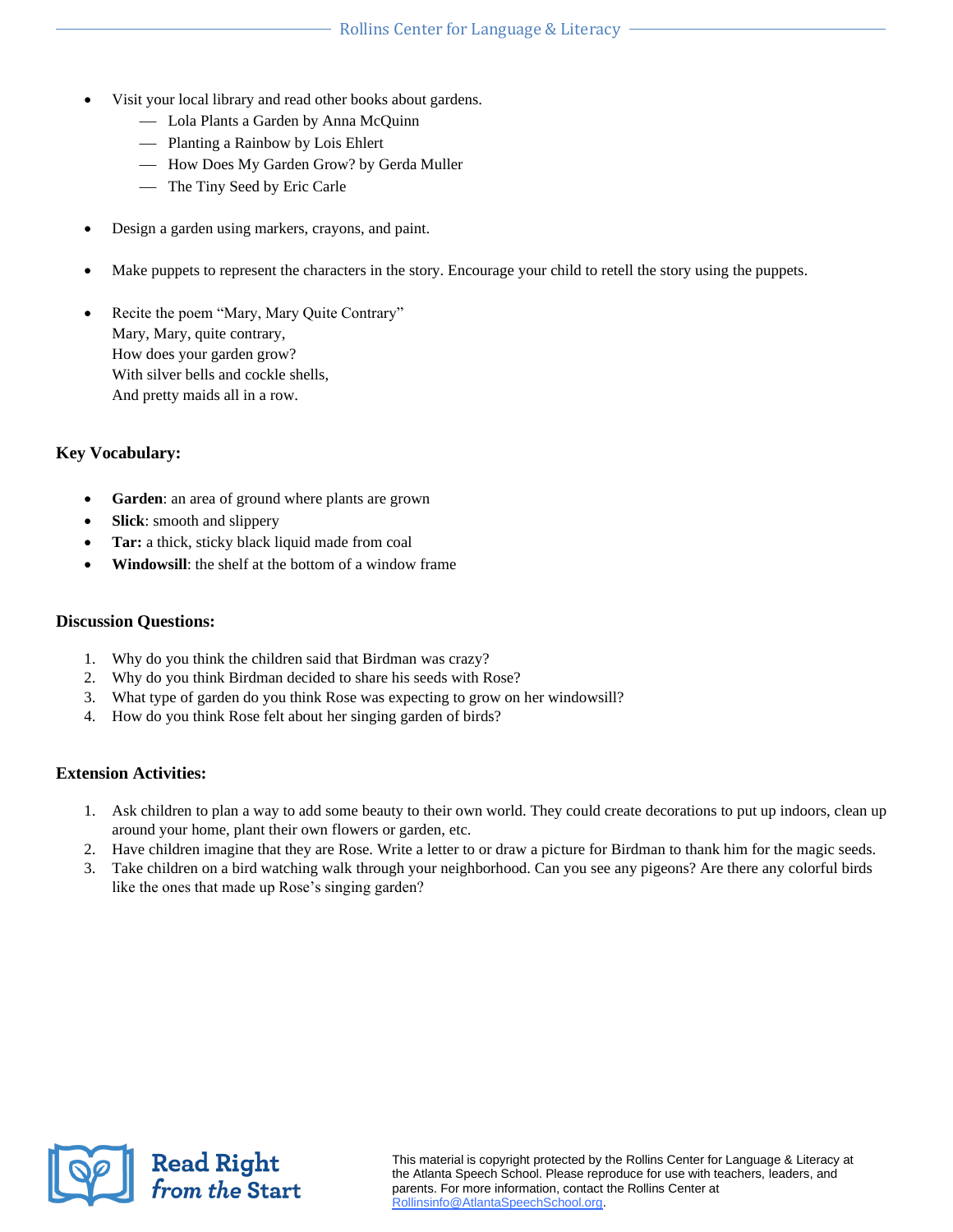- Visit your local library and read other books about gardens.
  - Lola Plants a Garden by Anna McQuinn
  - Planting a Rainbow by Lois Ehlert
  - How Does My Garden Grow? by Gerda Muller
  - The Tiny Seed by Eric Carle

- Design a garden using markers, crayons, and paint.

- Make puppets to represent the characters in the story. Encourage your child to retell the story using the puppets.

- Recite the poem "Mary, Mary Quite Contrary"
  Mary, Mary, quite contrary,
  How does your garden grow?
  With silver bells and cockle shells,
  And pretty maids all in a row.

### Key Vocabulary:

- **Garden**: an area of ground where plants are grown
- **Slick**: smooth and slippery
- **Tar:** a thick, sticky black liquid made from coal
- **Windowsill**: the shelf at the bottom of a window frame

### Discussion Questions:

1. Why do you think the children said that Birdman was crazy?
2. Why do you think Birdman decided to share his seeds with Rose?
3. What type of garden do you think Rose was expecting to grow on her windowsill?
4. How do you think Rose felt about her singing garden of birds?

### Extension Activities:

1. Ask children to plan a way to add some beauty to their own world. They could create decorations to put up indoors, clean up around your home, plant their own flowers or garden, etc.
2. Have children imagine that they are Rose. Write a letter to or draw a picture for Birdman to thank him for the magic seeds.
3. Take children on a bird watching walk through your neighborhood. Can you see any pigeons? Are there any colorful birds like the ones that made up Rose's singing garden?

Read Right from the Start

This material is copyright protected by the Rollins Center for Language & Literacy at the Atlanta Speech School. Please reproduce for use with teachers, leaders, and parents. For more information, contact the Rollins Center at Rollinsinfo@AtlantaSpeechSchool.org.